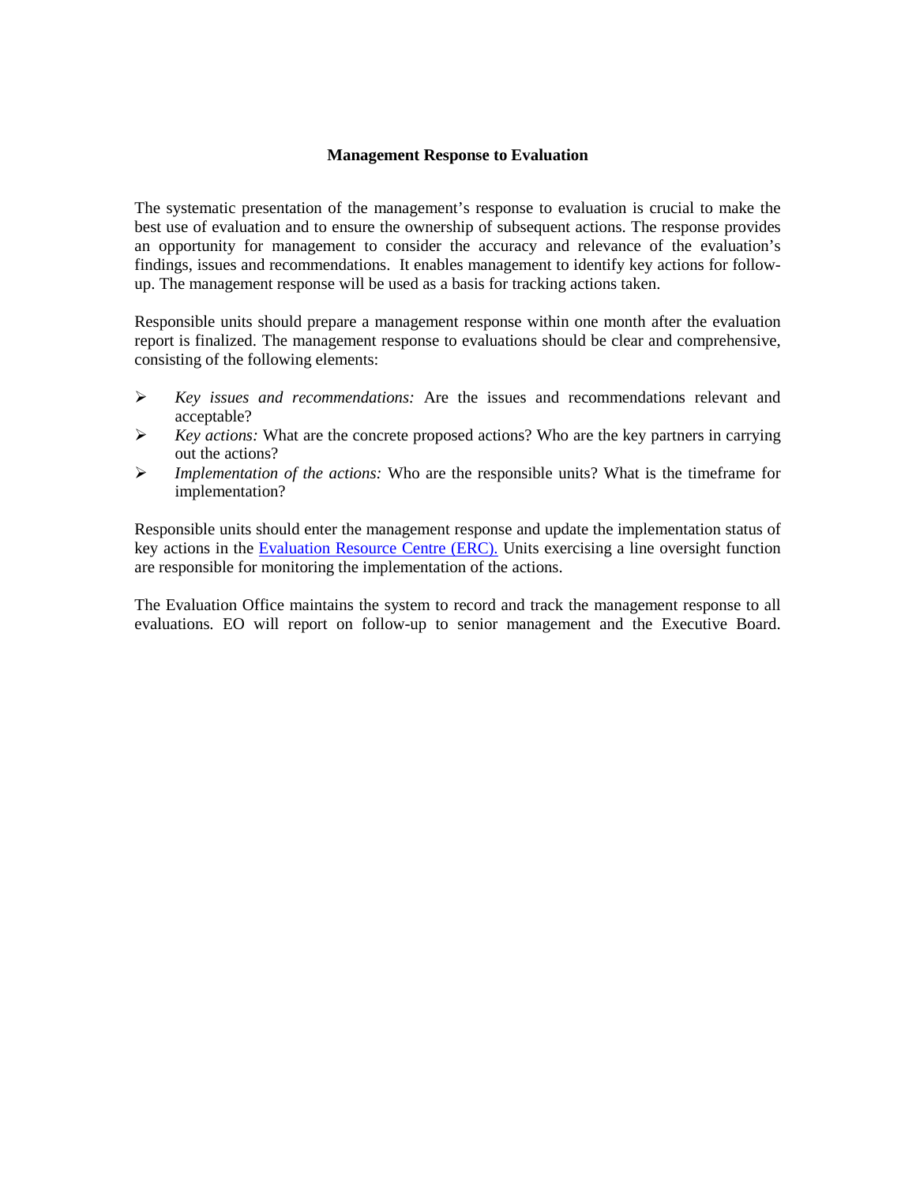# Management Response to Evaluation

The systematic presentation of the management's response to evaluation is crucial to make the best use of evaluation and to ensure the ownership of subsequent actions. The response provides an opportunity for management to consider the accuracy and relevance of the evaluation's findings, issues and recommendations. It enables management to identify key actions for follow-up. The management response will be used as a basis for tracking actions taken.

Responsible units should prepare a management response within one month after the evaluation report is finalized. The management response to evaluations should be clear and comprehensive, consisting of the following elements:

- *Key issues and recommendations:* Are the issues and recommendations relevant and acceptable?
- *Key actions:* What are the concrete proposed actions? Who are the key partners in carrying out the actions?
- *Implementation of the actions:* Who are the responsible units? What is the timeframe for implementation?

Responsible units should enter the management response and update the implementation status of key actions in the Evaluation Resource Centre (ERC). Units exercising a line oversight function are responsible for monitoring the implementation of the actions.

The Evaluation Office maintains the system to record and track the management response to all evaluations. EO will report on follow-up to senior management and the Executive Board.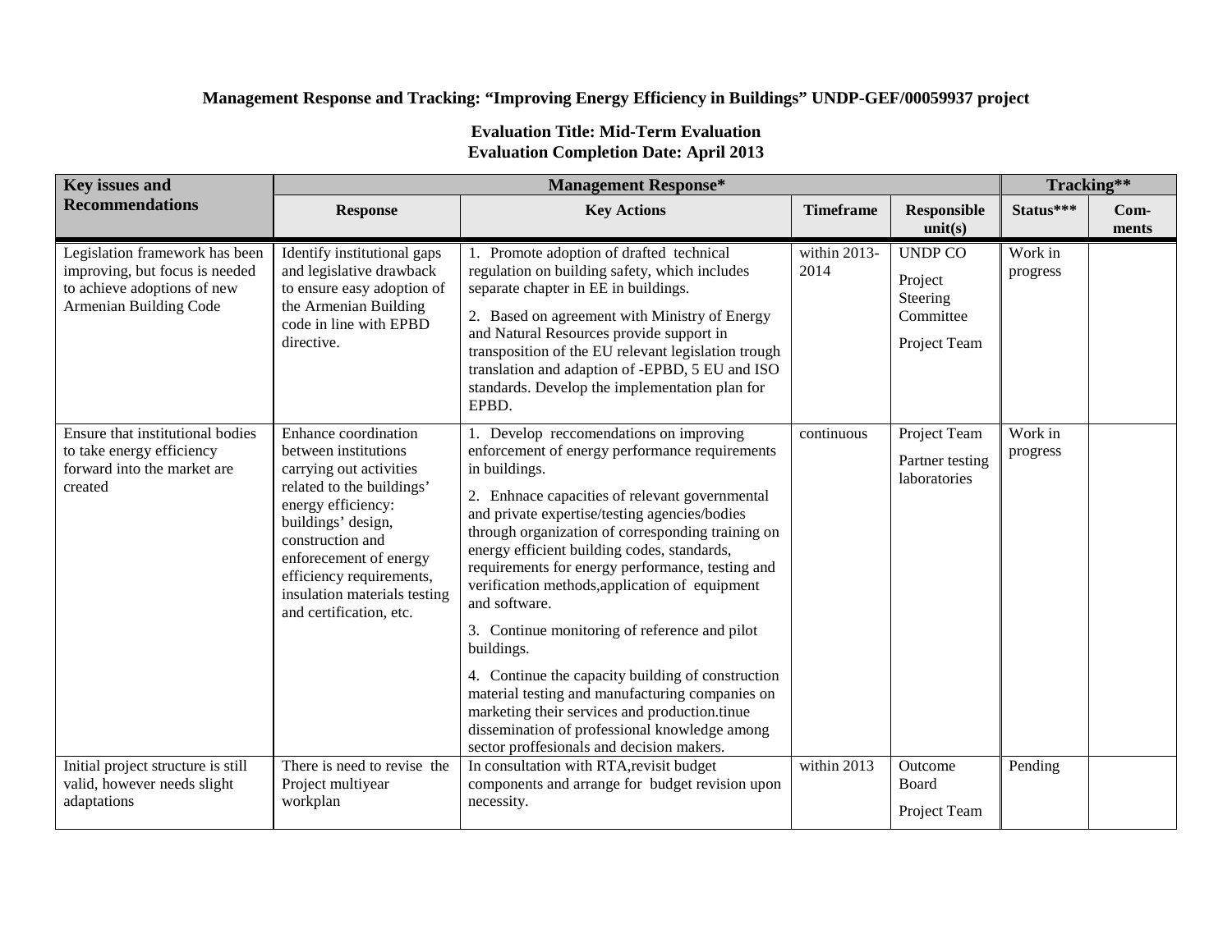**Management Response and Tracking: "Improving Energy Efficiency in Buildings" UNDP-GEF/00059937 project**

**Evaluation Title: Mid-Term Evaluation**
**Evaluation Completion Date: April 2013**

| Key issues and Recommendations | Management Response* | | | | Tracking** | |
|---|---|---|---|---|---|---|
| | Response | Key Actions | Timeframe | Responsible unit(s) | Status*** | Com-ments |
| Legislation framework has been improving, but focus is needed to achieve adoptions of new Armenian Building Code | Identify institutional gaps and legislative drawback to ensure easy adoption of the Armenian Building code in line with EPBD directive. | 1. Promote adoption of drafted technical regulation on building safety, which includes separate chapter in EE in buildings.<br>2. Based on agreement with Ministry of Energy and Natural Resources provide support in transposition of the EU relevant legislation trough translation and adaption of -EPBD, 5 EU and ISO standards. Develop the implementation plan for EPBD. | within 2013-2014 | UNDP CO<br>Project Steering Committee<br>Project Team | Work in progress | |
| Ensure that institutional bodies to take energy efficiency forward into the market are created | Enhance coordination between institutions carrying out activities related to the buildings' energy efficiency: buildings' design, construction and enforecement of energy efficiency requirements, insulation materials testing and certification, etc. | 1. Develop reccomendations on improving enforcement of energy performance requirements in buildings.<br>2. Enhnace capacities of relevant governmental and private expertise/testing agencies/bodies through organization of corresponding training on energy efficient building codes, standards, requirements for energy performance, testing and verification methods,application of equipment and software.<br>3. Continue monitoring of reference and pilot buildings.<br>4. Continue the capacity building of construction material testing and manufacturing companies on marketing their services and production.tinue dissemination of professional knowledge among sector proffesionals and decision makers. | continuous | Project Team<br>Partner testing laboratories | Work in progress | |
| Initial project structure is still valid, however needs slight adaptations | There is need to revise the Project multiyear workplan | In consultation with RTA,revisit budget components and arrange for budget revision upon necessity. | within 2013 | Outcome Board<br>Project Team | Pending | |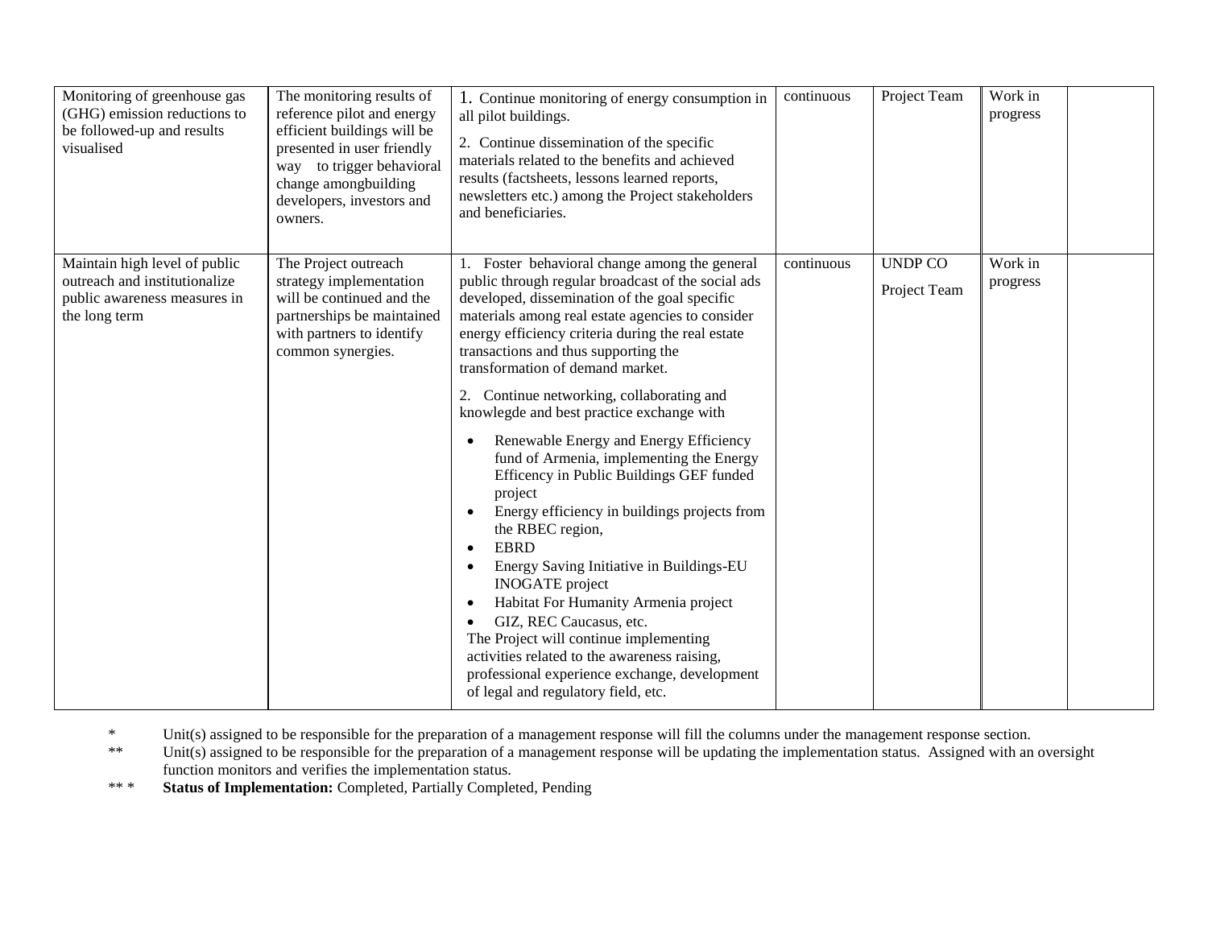| | | | | | | |
|---|---|---|---|---|---|---|
| Monitoring of greenhouse gas (GHG) emission reductions to be followed-up and results visualised | The monitoring results of reference pilot and energy efficient buildings will be presented in user friendly way to trigger behavioral change amongbuilding developers, investors and owners. | 1. Continue monitoring of energy consumption in all pilot buildings.<br><br>2. Continue dissemination of the specific materials related to the benefits and achieved results (factsheets, lessons learned reports, newsletters etc.) among the Project stakeholders and beneficiaries. | continuous | Project Team | Work in progress | |
| Maintain high level of public outreach and institutionalize public awareness measures in the long term | The Project outreach strategy implementation will be continued and the partnerships be maintained with partners to identify common synergies. | 1. Foster behavioral change among the general public through regular broadcast of the social ads developed, dissemination of the goal specific materials among real estate agencies to consider energy efficiency criteria during the real estate transactions and thus supporting the transformation of demand market.<br><br>2. Continue networking, collaborating and knowlegde and best practice exchange with<br><br>• Renewable Energy and Energy Efficiency fund of Armenia, implementing the Energy Efficency in Public Buildings GEF funded project<br>• Energy efficiency in buildings projects from the RBEC region,<br>• EBRD<br>• Energy Saving Initiative in Buildings-EU INOGATE project<br>• Habitat For Humanity Armenia project<br>• GIZ, REC Caucasus, etc.<br>The Project will continue implementing activities related to the awareness raising, professional experience exchange, development of legal and regulatory field, etc. | continuous | UNDP CO<br><br>Project Team | Work in progress | |

\* Unit(s) assigned to be responsible for the preparation of a management response will fill the columns under the management response section.

\*\* Unit(s) assigned to be responsible for the preparation of a management response will be updating the implementation status. Assigned with an oversight function monitors and verifies the implementation status.

\*\* \* **Status of Implementation:** Completed, Partially Completed, Pending